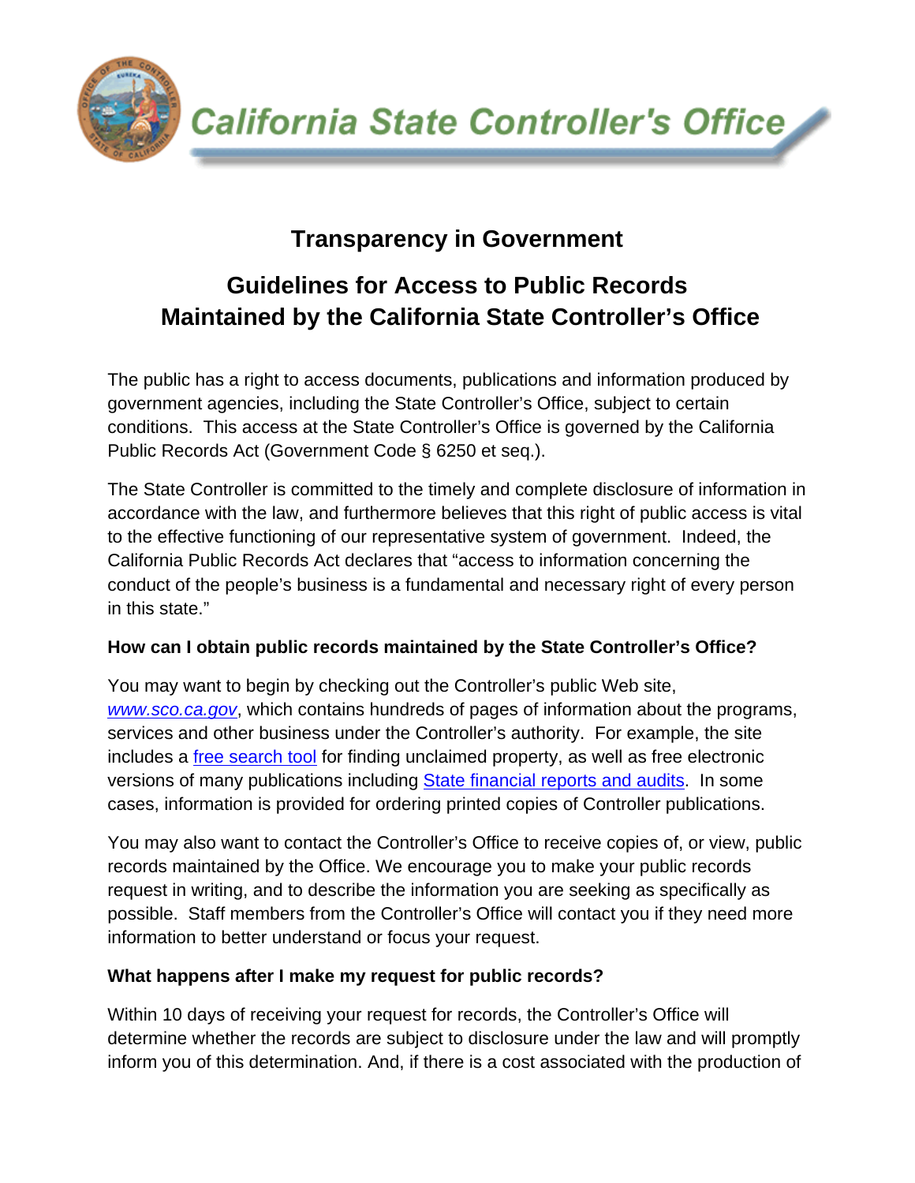# California State Controller's Office

## Transparency in Government

## Guidelines for Access to Public Records Maintained by the California State Controller's Office

The public has a right to access documents, publications and information produced by government agencies, including the State Controller's Office, subject to certain conditions. This access at the State Controller's Office is governed by the California Public Records Act (Government Code § 6250 et seq.).

The State Controller is committed to the timely and complete disclosure of information in accordance with the law, and furthermore believes that this right of public access is vital to the effective functioning of our representative system of government. Indeed, the California Public Records Act declares that "access to information concerning the conduct of the people's business is a fundamental and necessary right of every person in this state."

**How can I obtain public records maintained by the State Controller's Office?**

You may want to begin by checking out the Controller's public Web site, *www.sco.ca.gov*, which contains hundreds of pages of information about the programs, services and other business under the Controller's authority. For example, the site includes a free search tool for finding unclaimed property, as well as free electronic versions of many publications including State financial reports and audits. In some cases, information is provided for ordering printed copies of Controller publications.

You may also want to contact the Controller's Office to receive copies of, or view, public records maintained by the Office. We encourage you to make your public records request in writing, and to describe the information you are seeking as specifically as possible. Staff members from the Controller's Office will contact you if they need more information to better understand or focus your request.

**What happens after I make my request for public records?**

Within 10 days of receiving your request for records, the Controller's Office will determine whether the records are subject to disclosure under the law and will promptly inform you of this determination. And, if there is a cost associated with the production of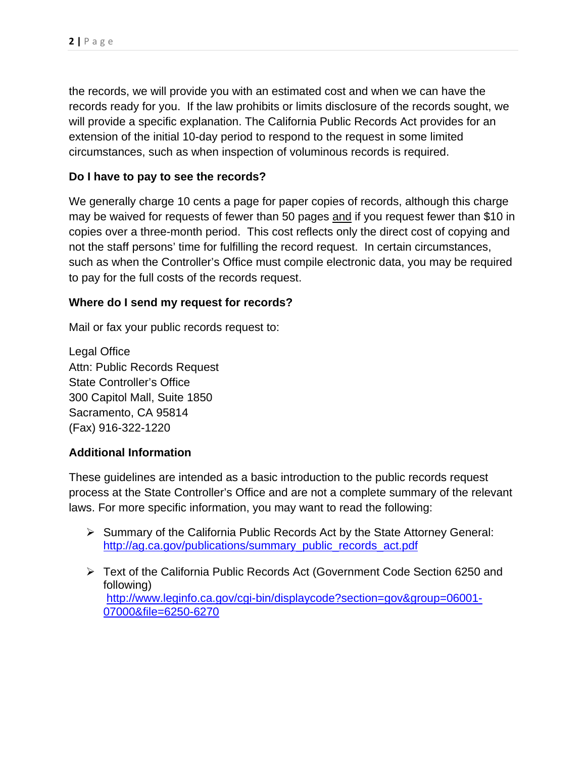the records, we will provide you with an estimated cost and when we can have the records ready for you. If the law prohibits or limits disclosure of the records sought, we will provide a specific explanation. The California Public Records Act provides for an extension of the initial 10-day period to respond to the request in some limited circumstances, such as when inspection of voluminous records is required.

**Do I have to pay to see the records?**

We generally charge 10 cents a page for paper copies of records, although this charge may be waived for requests of fewer than 50 pages and if you request fewer than $10 in copies over a three-month period. This cost reflects only the direct cost of copying and not the staff persons' time for fulfilling the record request. In certain circumstances, such as when the Controller's Office must compile electronic data, you may be required to pay for the full costs of the records request.

**Where do I send my request for records?**

Mail or fax your public records request to:

Legal Office
Attn: Public Records Request
State Controller's Office
300 Capitol Mall, Suite 1850
Sacramento, CA 95814
(Fax) 916-322-1220

**Additional Information**

These guidelines are intended as a basic introduction to the public records request process at the State Controller's Office and are not a complete summary of the relevant laws. For more specific information, you may want to read the following:

- Summary of the California Public Records Act by the State Attorney General: http://ag.ca.gov/publications/summary_public_records_act.pdf

- Text of the California Public Records Act (Government Code Section 6250 and following) http://www.leginfo.ca.gov/cgi-bin/displaycode?section=gov&group=06001-07000&file=6250-6270